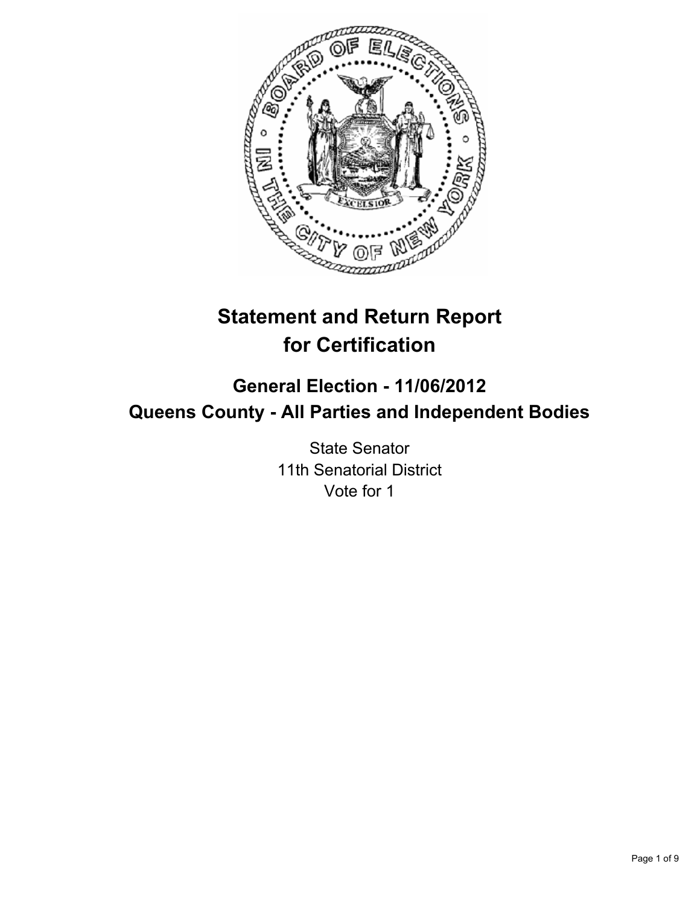# Statement and Return Report for Certification

## General Election - 11/06/2012
## Queens County - All Parties and Independent Bodies

State Senator
11th Senatorial District
Vote for 1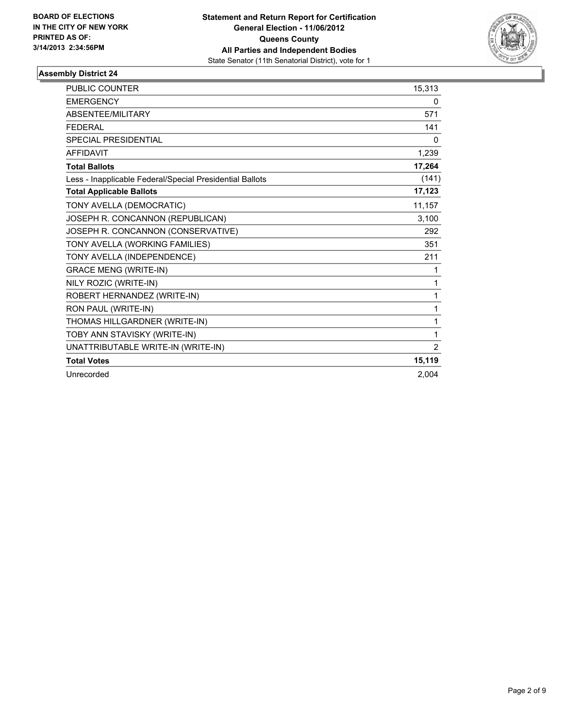**BOARD OF ELECTIONS IN THE CITY OF NEW YORK PRINTED AS OF: 3/14/2013 2:34:56PM**

**Statement and Return Report for Certification**
**General Election - 11/06/2012**
**Queens County**
**All Parties and Independent Bodies**
State Senator (11th Senatorial District), vote for 1

## Assembly District 24

| | |
|---|---|
| PUBLIC COUNTER | 15,313 |
| EMERGENCY | 0 |
| ABSENTEE/MILITARY | 571 |
| FEDERAL | 141 |
| SPECIAL PRESIDENTIAL | 0 |
| AFFIDAVIT | 1,239 |
| **Total Ballots** | **17,264** |
| Less - Inapplicable Federal/Special Presidential Ballots | (141) |
| **Total Applicable Ballots** | **17,123** |
| TONY AVELLA (DEMOCRATIC) | 11,157 |
| JOSEPH R. CONCANNON (REPUBLICAN) | 3,100 |
| JOSEPH R. CONCANNON (CONSERVATIVE) | 292 |
| TONY AVELLA (WORKING FAMILIES) | 351 |
| TONY AVELLA (INDEPENDENCE) | 211 |
| GRACE MENG (WRITE-IN) | 1 |
| NILY ROZIC (WRITE-IN) | 1 |
| ROBERT HERNANDEZ (WRITE-IN) | 1 |
| RON PAUL (WRITE-IN) | 1 |
| THOMAS HILLGARDNER (WRITE-IN) | 1 |
| TOBY ANN STAVISKY (WRITE-IN) | 1 |
| UNATTRIBUTABLE WRITE-IN (WRITE-IN) | 2 |
| **Total Votes** | **15,119** |
| Unrecorded | 2,004 |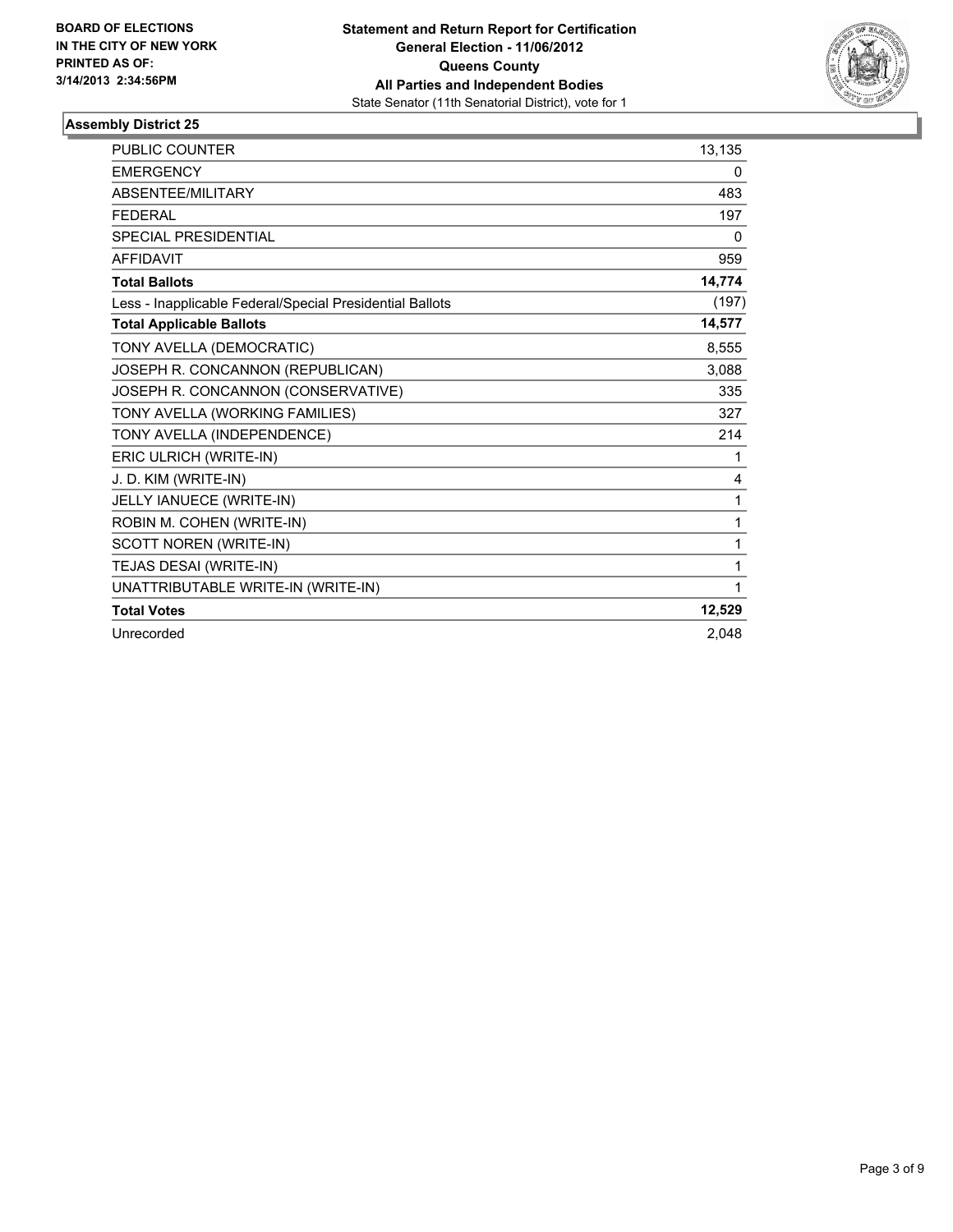**BOARD OF ELECTIONS IN THE CITY OF NEW YORK PRINTED AS OF: 3/14/2013 2:34:56PM**

**Statement and Return Report for Certification**
**General Election - 11/06/2012**
**Queens County**
**All Parties and Independent Bodies**
State Senator (11th Senatorial District), vote for 1

## Assembly District 25

| | |
|---|---|
| PUBLIC COUNTER | 13,135 |
| EMERGENCY | 0 |
| ABSENTEE/MILITARY | 483 |
| FEDERAL | 197 |
| SPECIAL PRESIDENTIAL | 0 |
| AFFIDAVIT | 959 |
| **Total Ballots** | **14,774** |
| Less - Inapplicable Federal/Special Presidential Ballots | (197) |
| **Total Applicable Ballots** | **14,577** |
| TONY AVELLA (DEMOCRATIC) | 8,555 |
| JOSEPH R. CONCANNON (REPUBLICAN) | 3,088 |
| JOSEPH R. CONCANNON (CONSERVATIVE) | 335 |
| TONY AVELLA (WORKING FAMILIES) | 327 |
| TONY AVELLA (INDEPENDENCE) | 214 |
| ERIC ULRICH (WRITE-IN) | 1 |
| J. D. KIM (WRITE-IN) | 4 |
| JELLY IANUECE (WRITE-IN) | 1 |
| ROBIN M. COHEN (WRITE-IN) | 1 |
| SCOTT NOREN (WRITE-IN) | 1 |
| TEJAS DESAI (WRITE-IN) | 1 |
| UNATTRIBUTABLE WRITE-IN (WRITE-IN) | 1 |
| **Total Votes** | **12,529** |
| Unrecorded | 2,048 |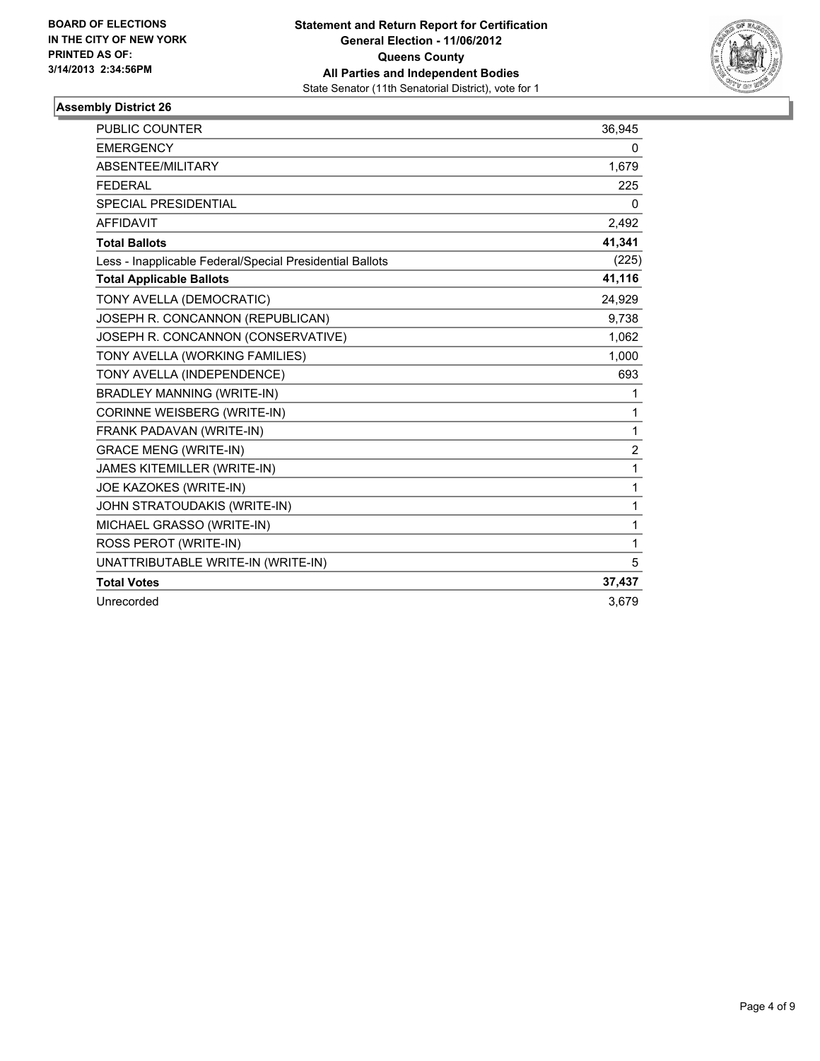**BOARD OF ELECTIONS IN THE CITY OF NEW YORK PRINTED AS OF: 3/14/2013 2:34:56PM**

**Statement and Return Report for Certification**
**General Election - 11/06/2012**
**Queens County**
**All Parties and Independent Bodies**
State Senator (11th Senatorial District), vote for 1

## Assembly District 26

| | |
|---|---|
| PUBLIC COUNTER | 36,945 |
| EMERGENCY | 0 |
| ABSENTEE/MILITARY | 1,679 |
| FEDERAL | 225 |
| SPECIAL PRESIDENTIAL | 0 |
| AFFIDAVIT | 2,492 |
| **Total Ballots** | **41,341** |
| Less - Inapplicable Federal/Special Presidential Ballots | (225) |
| **Total Applicable Ballots** | **41,116** |
| TONY AVELLA (DEMOCRATIC) | 24,929 |
| JOSEPH R. CONCANNON (REPUBLICAN) | 9,738 |
| JOSEPH R. CONCANNON (CONSERVATIVE) | 1,062 |
| TONY AVELLA (WORKING FAMILIES) | 1,000 |
| TONY AVELLA (INDEPENDENCE) | 693 |
| BRADLEY MANNING (WRITE-IN) | 1 |
| CORINNE WEISBERG (WRITE-IN) | 1 |
| FRANK PADAVAN (WRITE-IN) | 1 |
| GRACE MENG (WRITE-IN) | 2 |
| JAMES KITEMILLER (WRITE-IN) | 1 |
| JOE KAZOKES (WRITE-IN) | 1 |
| JOHN STRATOUDAKIS (WRITE-IN) | 1 |
| MICHAEL GRASSO (WRITE-IN) | 1 |
| ROSS PEROT (WRITE-IN) | 1 |
| UNATTRIBUTABLE WRITE-IN (WRITE-IN) | 5 |
| **Total Votes** | **37,437** |
| Unrecorded | 3,679 |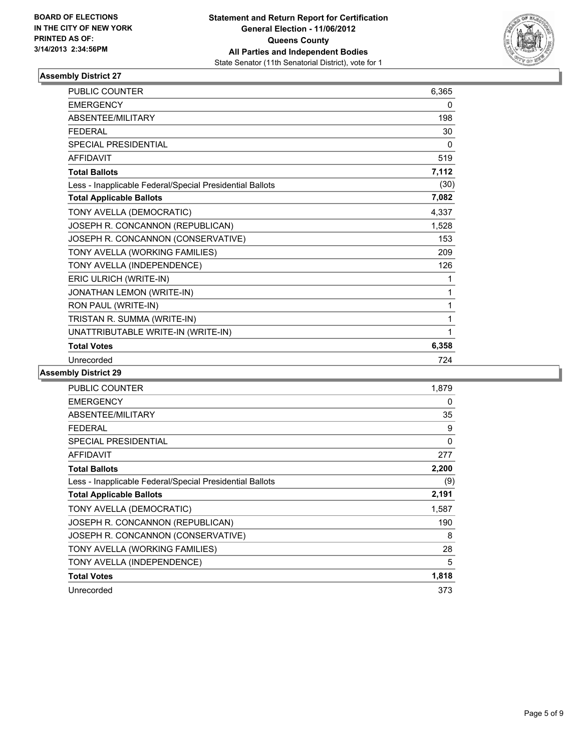BOARD OF ELECTIONS
IN THE CITY OF NEW YORK
PRINTED AS OF:
3/14/2013 2:34:56PM

**Statement and Return Report for Certification**
**General Election - 11/06/2012**
**Queens County**
**All Parties and Independent Bodies**
State Senator (11th Senatorial District), vote for 1

### Assembly District 27

| | |
|---|---|
| PUBLIC COUNTER | 6,365 |
| EMERGENCY | 0 |
| ABSENTEE/MILITARY | 198 |
| FEDERAL | 30 |
| SPECIAL PRESIDENTIAL | 0 |
| AFFIDAVIT | 519 |
| **Total Ballots** | **7,112** |
| Less - Inapplicable Federal/Special Presidential Ballots | (30) |
| **Total Applicable Ballots** | **7,082** |
| TONY AVELLA (DEMOCRATIC) | 4,337 |
| JOSEPH R. CONCANNON (REPUBLICAN) | 1,528 |
| JOSEPH R. CONCANNON (CONSERVATIVE) | 153 |
| TONY AVELLA (WORKING FAMILIES) | 209 |
| TONY AVELLA (INDEPENDENCE) | 126 |
| ERIC ULRICH (WRITE-IN) | 1 |
| JONATHAN LEMON (WRITE-IN) | 1 |
| RON PAUL (WRITE-IN) | 1 |
| TRISTAN R. SUMMA (WRITE-IN) | 1 |
| UNATTRIBUTABLE WRITE-IN (WRITE-IN) | 1 |
| **Total Votes** | **6,358** |
| Unrecorded | 724 |

### Assembly District 29

| | |
|---|---|
| PUBLIC COUNTER | 1,879 |
| EMERGENCY | 0 |
| ABSENTEE/MILITARY | 35 |
| FEDERAL | 9 |
| SPECIAL PRESIDENTIAL | 0 |
| AFFIDAVIT | 277 |
| **Total Ballots** | **2,200** |
| Less - Inapplicable Federal/Special Presidential Ballots | (9) |
| **Total Applicable Ballots** | **2,191** |
| TONY AVELLA (DEMOCRATIC) | 1,587 |
| JOSEPH R. CONCANNON (REPUBLICAN) | 190 |
| JOSEPH R. CONCANNON (CONSERVATIVE) | 8 |
| TONY AVELLA (WORKING FAMILIES) | 28 |
| TONY AVELLA (INDEPENDENCE) | 5 |
| **Total Votes** | **1,818** |
| Unrecorded | 373 |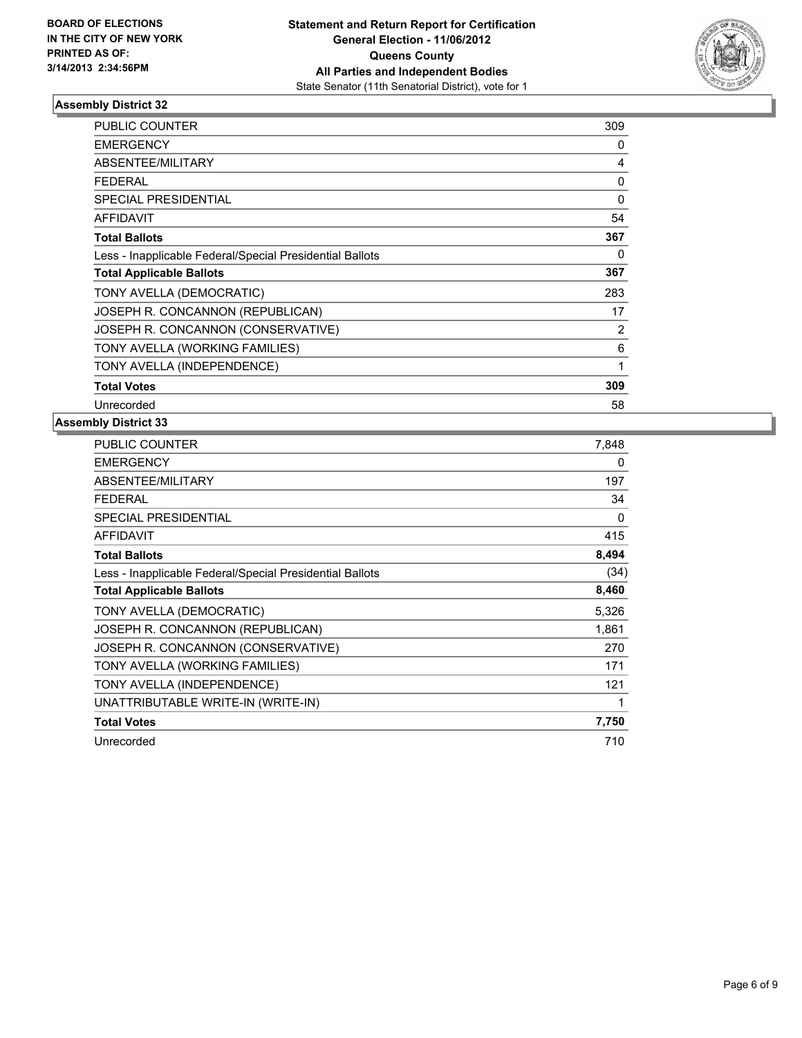**BOARD OF ELECTIONS IN THE CITY OF NEW YORK PRINTED AS OF: 3/14/2013 2:34:56PM**

**Statement and Return Report for Certification**
**General Election - 11/06/2012**
**Queens County**
**All Parties and Independent Bodies**
State Senator (11th Senatorial District), vote for 1

### Assembly District 32

| | |
|---|---|
| PUBLIC COUNTER | 309 |
| EMERGENCY | 0 |
| ABSENTEE/MILITARY | 4 |
| FEDERAL | 0 |
| SPECIAL PRESIDENTIAL | 0 |
| AFFIDAVIT | 54 |
| **Total Ballots** | **367** |
| Less - Inapplicable Federal/Special Presidential Ballots | 0 |
| **Total Applicable Ballots** | **367** |
| TONY AVELLA (DEMOCRATIC) | 283 |
| JOSEPH R. CONCANNON (REPUBLICAN) | 17 |
| JOSEPH R. CONCANNON (CONSERVATIVE) | 2 |
| TONY AVELLA (WORKING FAMILIES) | 6 |
| TONY AVELLA (INDEPENDENCE) | 1 |
| **Total Votes** | **309** |
| Unrecorded | 58 |

### Assembly District 33

| | |
|---|---|
| PUBLIC COUNTER | 7,848 |
| EMERGENCY | 0 |
| ABSENTEE/MILITARY | 197 |
| FEDERAL | 34 |
| SPECIAL PRESIDENTIAL | 0 |
| AFFIDAVIT | 415 |
| **Total Ballots** | **8,494** |
| Less - Inapplicable Federal/Special Presidential Ballots | (34) |
| **Total Applicable Ballots** | **8,460** |
| TONY AVELLA (DEMOCRATIC) | 5,326 |
| JOSEPH R. CONCANNON (REPUBLICAN) | 1,861 |
| JOSEPH R. CONCANNON (CONSERVATIVE) | 270 |
| TONY AVELLA (WORKING FAMILIES) | 171 |
| TONY AVELLA (INDEPENDENCE) | 121 |
| UNATTRIBUTABLE WRITE-IN (WRITE-IN) | 1 |
| **Total Votes** | **7,750** |
| Unrecorded | 710 |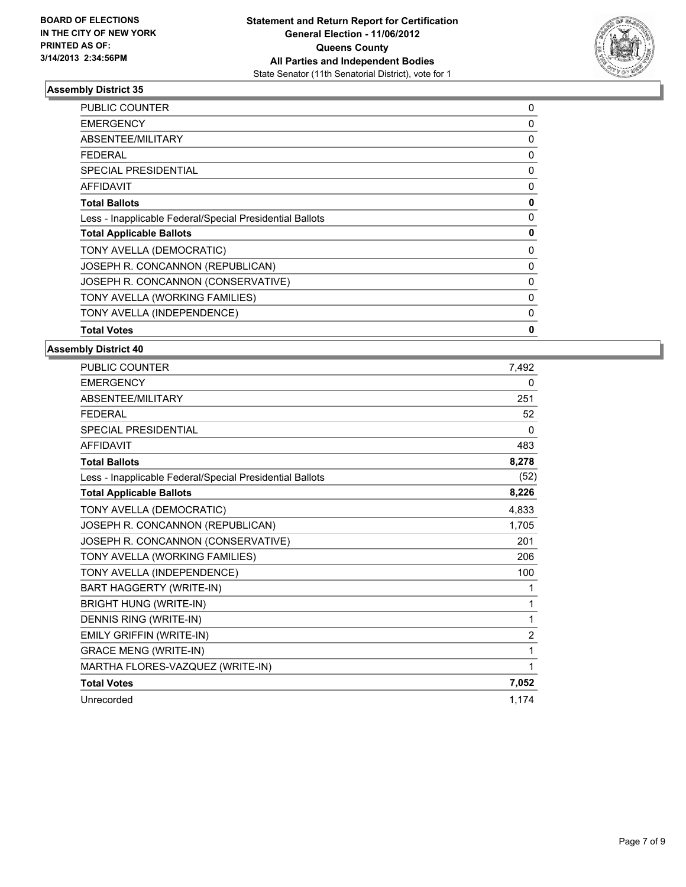**BOARD OF ELECTIONS IN THE CITY OF NEW YORK PRINTED AS OF: 3/14/2013 2:34:56PM**

**Statement and Return Report for Certification**
**General Election - 11/06/2012**
**Queens County**
**All Parties and Independent Bodies**
State Senator (11th Senatorial District), vote for 1

### Assembly District 35

| | |
|---|---|
| PUBLIC COUNTER | 0 |
| EMERGENCY | 0 |
| ABSENTEE/MILITARY | 0 |
| FEDERAL | 0 |
| SPECIAL PRESIDENTIAL | 0 |
| AFFIDAVIT | 0 |
| **Total Ballots** | **0** |
| Less - Inapplicable Federal/Special Presidential Ballots | 0 |
| **Total Applicable Ballots** | **0** |
| TONY AVELLA (DEMOCRATIC) | 0 |
| JOSEPH R. CONCANNON (REPUBLICAN) | 0 |
| JOSEPH R. CONCANNON (CONSERVATIVE) | 0 |
| TONY AVELLA (WORKING FAMILIES) | 0 |
| TONY AVELLA (INDEPENDENCE) | 0 |
| **Total Votes** | **0** |

### Assembly District 40

| | |
|---|---|
| PUBLIC COUNTER | 7,492 |
| EMERGENCY | 0 |
| ABSENTEE/MILITARY | 251 |
| FEDERAL | 52 |
| SPECIAL PRESIDENTIAL | 0 |
| AFFIDAVIT | 483 |
| **Total Ballots** | **8,278** |
| Less - Inapplicable Federal/Special Presidential Ballots | (52) |
| **Total Applicable Ballots** | **8,226** |
| TONY AVELLA (DEMOCRATIC) | 4,833 |
| JOSEPH R. CONCANNON (REPUBLICAN) | 1,705 |
| JOSEPH R. CONCANNON (CONSERVATIVE) | 201 |
| TONY AVELLA (WORKING FAMILIES) | 206 |
| TONY AVELLA (INDEPENDENCE) | 100 |
| BART HAGGERTY (WRITE-IN) | 1 |
| BRIGHT HUNG (WRITE-IN) | 1 |
| DENNIS RING (WRITE-IN) | 1 |
| EMILY GRIFFIN (WRITE-IN) | 2 |
| GRACE MENG (WRITE-IN) | 1 |
| MARTHA FLORES-VAZQUEZ (WRITE-IN) | 1 |
| **Total Votes** | **7,052** |
| Unrecorded | 1,174 |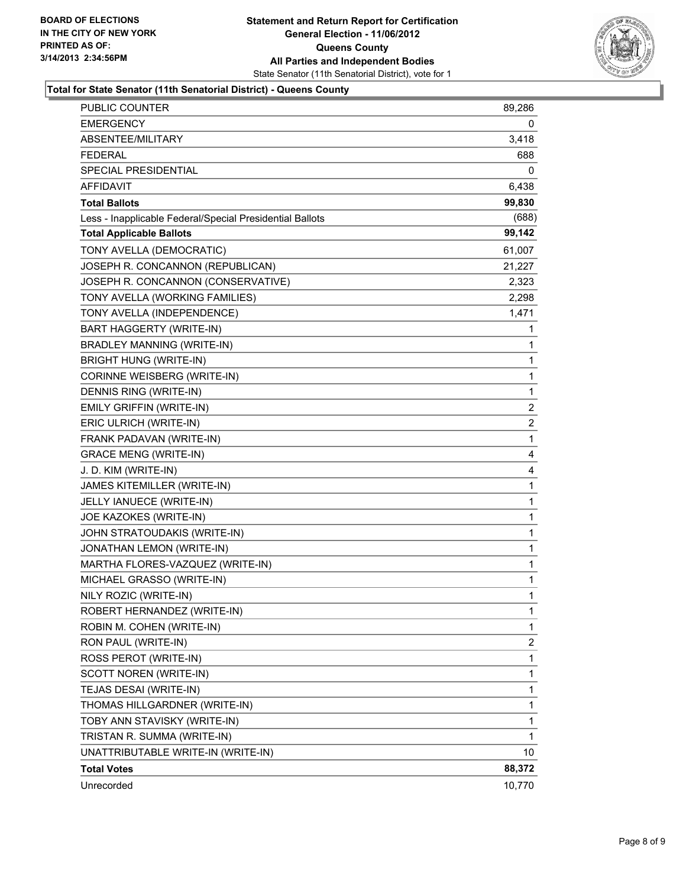BOARD OF ELECTIONS
IN THE CITY OF NEW YORK
PRINTED AS OF:
3/14/2013 2:34:56PM

**Statement and Return Report for Certification**
**General Election - 11/06/2012**
**Queens County**
**All Parties and Independent Bodies**
State Senator (11th Senatorial District), vote for 1

### Total for State Senator (11th Senatorial District) - Queens County

| | |
|---|---|
| PUBLIC COUNTER | 89,286 |
| EMERGENCY | 0 |
| ABSENTEE/MILITARY | 3,418 |
| FEDERAL | 688 |
| SPECIAL PRESIDENTIAL | 0 |
| AFFIDAVIT | 6,438 |
| **Total Ballots** | **99,830** |
| Less - Inapplicable Federal/Special Presidential Ballots | (688) |
| **Total Applicable Ballots** | **99,142** |
| TONY AVELLA (DEMOCRATIC) | 61,007 |
| JOSEPH R. CONCANNON (REPUBLICAN) | 21,227 |
| JOSEPH R. CONCANNON (CONSERVATIVE) | 2,323 |
| TONY AVELLA (WORKING FAMILIES) | 2,298 |
| TONY AVELLA (INDEPENDENCE) | 1,471 |
| BART HAGGERTY (WRITE-IN) | 1 |
| BRADLEY MANNING (WRITE-IN) | 1 |
| BRIGHT HUNG (WRITE-IN) | 1 |
| CORINNE WEISBERG (WRITE-IN) | 1 |
| DENNIS RING (WRITE-IN) | 1 |
| EMILY GRIFFIN (WRITE-IN) | 2 |
| ERIC ULRICH (WRITE-IN) | 2 |
| FRANK PADAVAN (WRITE-IN) | 1 |
| GRACE MENG (WRITE-IN) | 4 |
| J. D. KIM (WRITE-IN) | 4 |
| JAMES KITEMILLER (WRITE-IN) | 1 |
| JELLY IANUECE (WRITE-IN) | 1 |
| JOE KAZOKES (WRITE-IN) | 1 |
| JOHN STRATOUDAKIS (WRITE-IN) | 1 |
| JONATHAN LEMON (WRITE-IN) | 1 |
| MARTHA FLORES-VAZQUEZ (WRITE-IN) | 1 |
| MICHAEL GRASSO (WRITE-IN) | 1 |
| NILY ROZIC (WRITE-IN) | 1 |
| ROBERT HERNANDEZ (WRITE-IN) | 1 |
| ROBIN M. COHEN (WRITE-IN) | 1 |
| RON PAUL (WRITE-IN) | 2 |
| ROSS PEROT (WRITE-IN) | 1 |
| SCOTT NOREN (WRITE-IN) | 1 |
| TEJAS DESAI (WRITE-IN) | 1 |
| THOMAS HILLGARDNER (WRITE-IN) | 1 |
| TOBY ANN STAVISKY (WRITE-IN) | 1 |
| TRISTAN R. SUMMA (WRITE-IN) | 1 |
| UNATTRIBUTABLE WRITE-IN (WRITE-IN) | 10 |
| **Total Votes** | **88,372** |
| Unrecorded | 10,770 |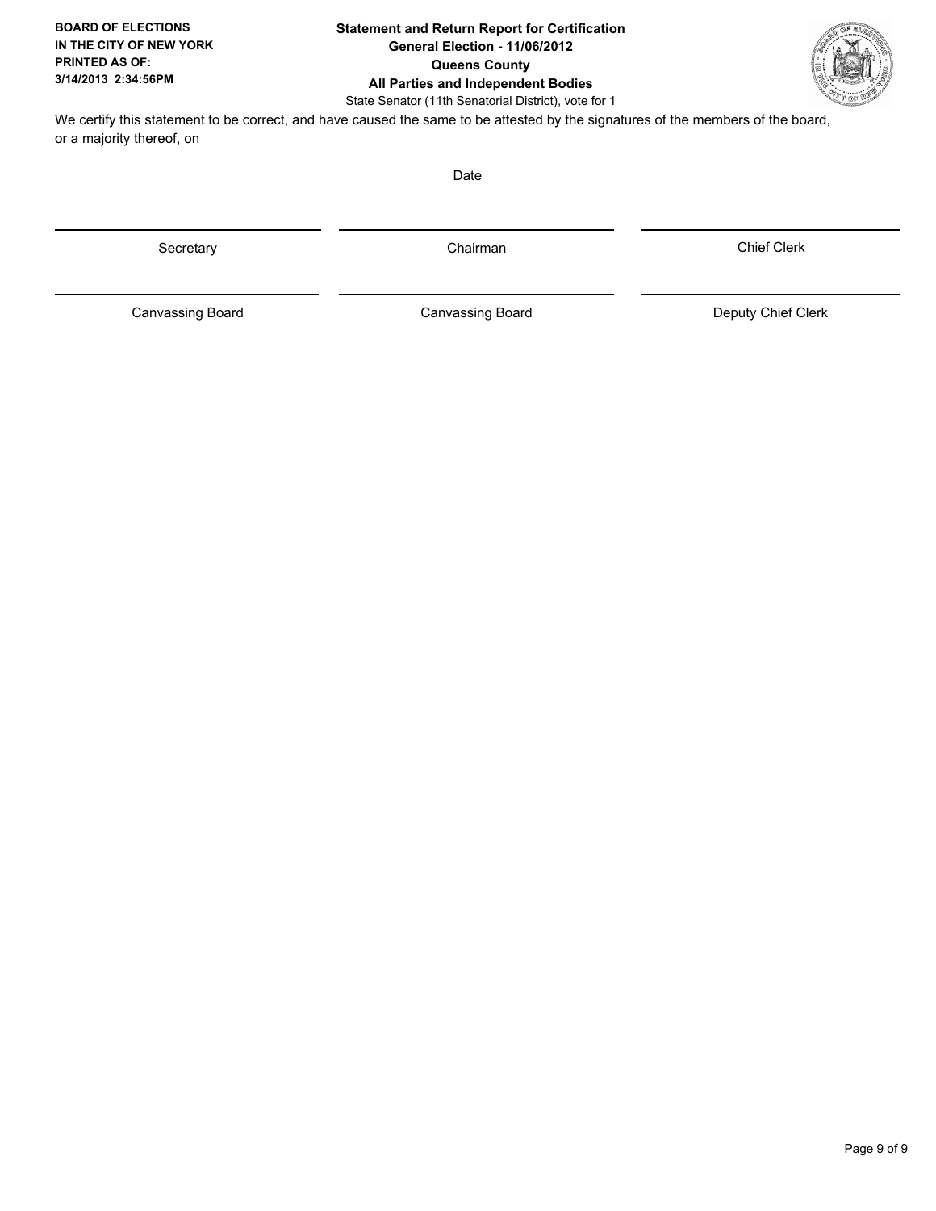**BOARD OF ELECTIONS**
**IN THE CITY OF NEW YORK**
**PRINTED AS OF:**
**3/14/2013 2:34:56PM**

**Statement and Return Report for Certification**
**General Election - 11/06/2012**
**Queens County**
**All Parties and Independent Bodies**
State Senator (11th Senatorial District), vote for 1

We certify this statement to be correct, and have caused the same to be attested by the signatures of the members of the board, or a majority thereof, on

Date

| | | |
|---|---|---|
| Secretary | Chairman | Chief Clerk |
| Canvassing Board | Canvassing Board | Deputy Chief Clerk |